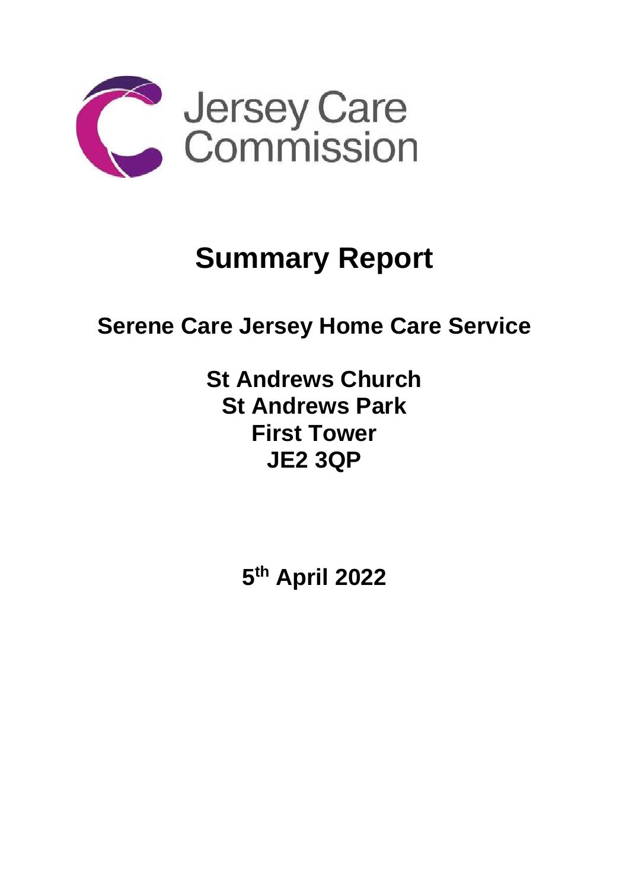Jersey Care Commission

# Summary Report

## Serene Care Jersey Home Care Service

**St Andrews Church**
**St Andrews Park**
**First Tower**
**JE2 3QP**

**5th April 2022**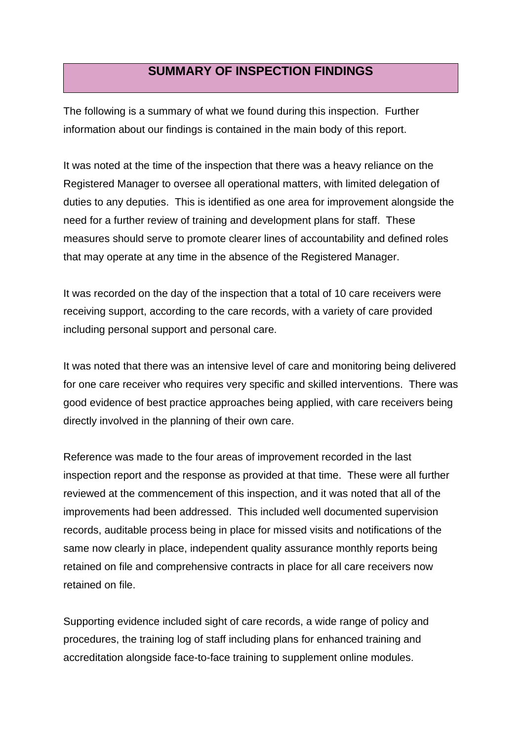## SUMMARY OF INSPECTION FINDINGS

The following is a summary of what we found during this inspection. Further information about our findings is contained in the main body of this report.

It was noted at the time of the inspection that there was a heavy reliance on the Registered Manager to oversee all operational matters, with limited delegation of duties to any deputies. This is identified as one area for improvement alongside the need for a further review of training and development plans for staff. These measures should serve to promote clearer lines of accountability and defined roles that may operate at any time in the absence of the Registered Manager.

It was recorded on the day of the inspection that a total of 10 care receivers were receiving support, according to the care records, with a variety of care provided including personal support and personal care.

It was noted that there was an intensive level of care and monitoring being delivered for one care receiver who requires very specific and skilled interventions. There was good evidence of best practice approaches being applied, with care receivers being directly involved in the planning of their own care.

Reference was made to the four areas of improvement recorded in the last inspection report and the response as provided at that time. These were all further reviewed at the commencement of this inspection, and it was noted that all of the improvements had been addressed. This included well documented supervision records, auditable process being in place for missed visits and notifications of the same now clearly in place, independent quality assurance monthly reports being retained on file and comprehensive contracts in place for all care receivers now retained on file.

Supporting evidence included sight of care records, a wide range of policy and procedures, the training log of staff including plans for enhanced training and accreditation alongside face-to-face training to supplement online modules.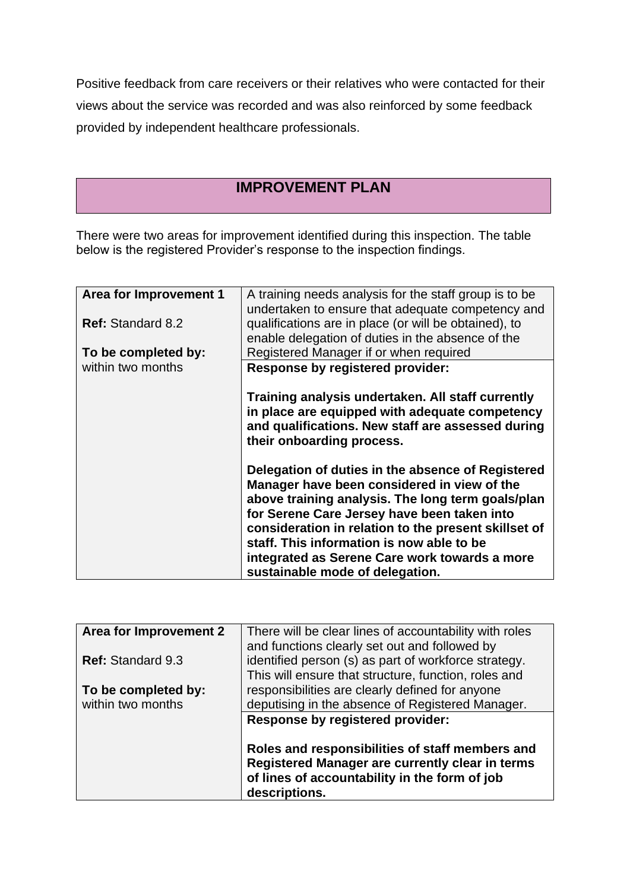Positive feedback from care receivers or their relatives who were contacted for their views about the service was recorded and was also reinforced by some feedback provided by independent healthcare professionals.

## IMPROVEMENT PLAN

There were two areas for improvement identified during this inspection. The table below is the registered Provider's response to the inspection findings.

| **Area for Improvement 1**<br><br>**Ref:** Standard 8.2<br><br>**To be completed by:** within two months | A training needs analysis for the staff group is to be undertaken to ensure that adequate competency and qualifications are in place (or will be obtained), to enable delegation of duties in the absence of the Registered Manager if or when required |
|---|---|
| | **Response by registered provider:**<br><br>**Training analysis undertaken. All staff currently in place are equipped with adequate competency and qualifications. New staff are assessed during their onboarding process.**<br><br>**Delegation of duties in the absence of Registered Manager have been considered in view of the above training analysis. The long term goals/plan for Serene Care Jersey have been taken into consideration in relation to the present skillset of staff. This information is now able to be integrated as Serene Care work towards a more sustainable mode of delegation.** |

| **Area for Improvement 2**<br><br>**Ref:** Standard 9.3<br><br>**To be completed by:** within two months | There will be clear lines of accountability with roles and functions clearly set out and followed by identified person (s) as part of workforce strategy. This will ensure that structure, function, roles and responsibilities are clearly defined for anyone deputising in the absence of Registered Manager. |
|---|---|
| | **Response by registered provider:**<br><br>**Roles and responsibilities of staff members and Registered Manager are currently clear in terms of lines of accountability in the form of job descriptions.** |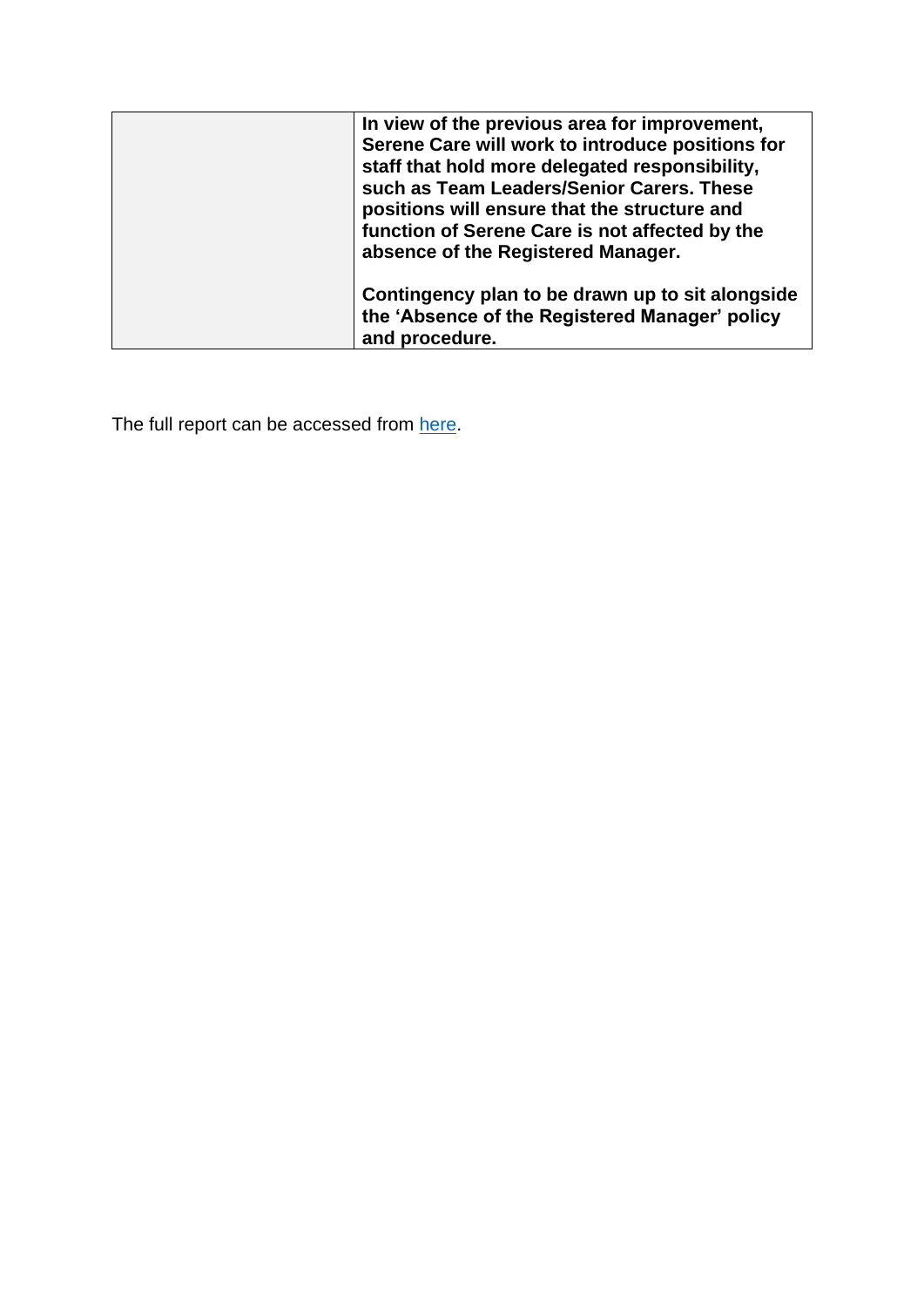| | |
|---|---|
| | **In view of the previous area for improvement, Serene Care will work to introduce positions for staff that hold more delegated responsibility, such as Team Leaders/Senior Carers. These positions will ensure that the structure and function of Serene Care is not affected by the absence of the Registered Manager.**<br><br>**Contingency plan to be drawn up to sit alongside the 'Absence of the Registered Manager' policy and procedure.** |

The full report can be accessed from here.